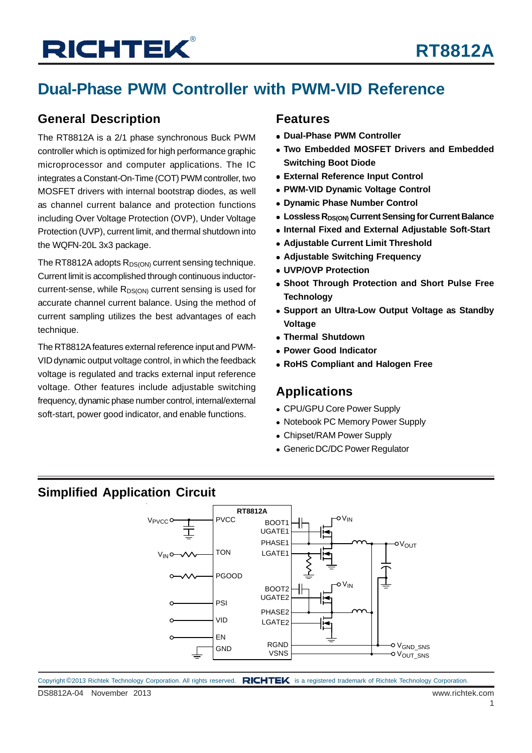# RT8812A

## Dual-Phase PWM Controller with PWM-VID Reference

### General Description

The RT8812A is a 2/1 phase synchronous Buck PWM controller which is optimized for high performance graphic microprocessor and computer applications. The IC integrates a Constant-On-Time (COT) PWM controller, two MOSFET drivers with internal bootstrap diodes, as well as channel current balance and protection functions including Over Voltage Protection (OVP), Under Voltage Protection (UVP), current limit, and thermal shutdown into the WQFN-20L 3x3 package.

The RT8812A adopts $R_{DS(ON)}$ current sensing technique. Current limit is accomplished through continuous inductor-current-sense, while $R_{DS(ON)}$ current sensing is used for accurate channel current balance. Using the method of current sampling utilizes the best advantages of each technique.

The RT8812A features external reference input and PWM-VID dynamic output voltage control, in which the feedback voltage is regulated and tracks external input reference voltage. Other features include adjustable switching frequency, dynamic phase number control, internal/external soft-start, power good indicator, and enable functions.

### Features

- **Dual-Phase PWM Controller**
- **Two Embedded MOSFET Drivers and Embedded Switching Boot Diode**
- **External Reference Input Control**
- **PWM-VID Dynamic Voltage Control**
- **Dynamic Phase Number Control**
- **Lossless $R_{DS(ON)}$ Current Sensing for Current Balance**
- **Internal Fixed and External Adjustable Soft-Start**
- **Adjustable Current Limit Threshold**
- **Adjustable Switching Frequency**
- **UVP/OVP Protection**
- **Shoot Through Protection and Short Pulse Free Technology**
- **Support an Ultra-Low Output Voltage as Standby Voltage**
- **Thermal Shutdown**
- **Power Good Indicator**
- **RoHS Compliant and Halogen Free**

### Applications

- CPU/GPU Core Power Supply
- Notebook PC Memory Power Supply
- Chipset/RAM Power Supply
- Generic DC/DC Power Regulator

### Simplified Application Circuit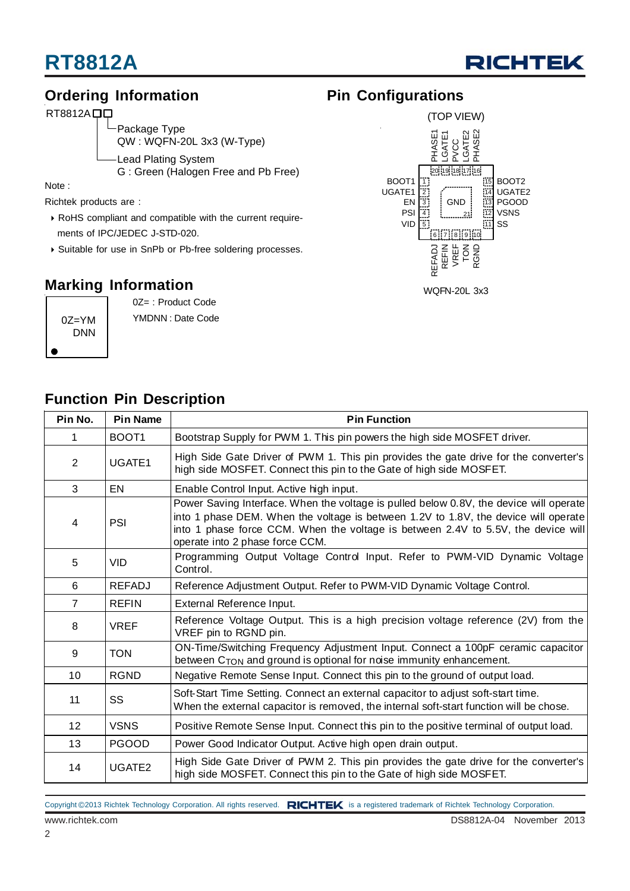## Ordering Information

RT8812A□□

- Package Type
  QW : WQFN-20L 3x3 (W-Type)
- Lead Plating System
  G : Green (Halogen Free and Pb Free)

Note :

Richtek products are :

- RoHS compliant and compatible with the current requirements of IPC/JEDEC J-STD-020.
- Suitable for use in SnPb or Pb-free soldering processes.

## Pin Configurations

(TOP VIEW)

Top: PHASE1 (20), LGATE1 (19), PVCC (18), LGATE2 (17), PHASE2 (16)

Left: BOOT1 (1), UGATE1 (2), EN (3), PSI (4), VID (5)

Right: BOOT2 (15), UGATE2 (14), PGOOD (13), VSNS (12), SS (11)

Bottom: REFADJ (6), REFIN (7), VREF (8), TON (9), RGND (10)

Center: GND (21)

WQFN-20L 3x3

## Marking Information

0Z=YM
DNN

0Z= : Product Code

YMDNN : Date Code

## Function Pin Description

| Pin No. | Pin Name | Pin Function |
|---|---|---|
| 1 | BOOT1 | Bootstrap Supply for PWM 1. This pin powers the high side MOSFET driver. |
| 2 | UGATE1 | High Side Gate Driver of PWM 1. This pin provides the gate drive for the converter's high side MOSFET. Connect this pin to the Gate of high side MOSFET. |
| 3 | EN | Enable Control Input. Active high input. |
| 4 | PSI | Power Saving Interface. When the voltage is pulled below 0.8V, the device will operate into 1 phase DEM. When the voltage is between 1.2V to 1.8V, the device will operate into 1 phase force CCM. When the voltage is between 2.4V to 5.5V, the device will operate into 2 phase force CCM. |
| 5 | VID | Programming Output Voltage Control Input. Refer to PWM-VID Dynamic Voltage Control. |
| 6 | REFADJ | Reference Adjustment Output. Refer to PWM-VID Dynamic Voltage Control. |
| 7 | REFIN | External Reference Input. |
| 8 | VREF | Reference Voltage Output. This is a high precision voltage reference (2V) from the VREF pin to RGND pin. |
| 9 | TON | ON-Time/Switching Frequency Adjustment Input. Connect a 100pF ceramic capacitor between $C_{TON}$ and ground is optional for noise immunity enhancement. |
| 10 | RGND | Negative Remote Sense Input. Connect this pin to the ground of output load. |
| 11 | SS | Soft-Start Time Setting. Connect an external capacitor to adjust soft-start time. When the external capacitor is removed, the internal soft-start function will be chose. |
| 12 | VSNS | Positive Remote Sense Input. Connect this pin to the positive terminal of output load. |
| 13 | PGOOD | Power Good Indicator Output. Active high open drain output. |
| 14 | UGATE2 | High Side Gate Driver of PWM 2. This pin provides the gate drive for the converter's high side MOSFET. Connect this pin to the Gate of high side MOSFET. |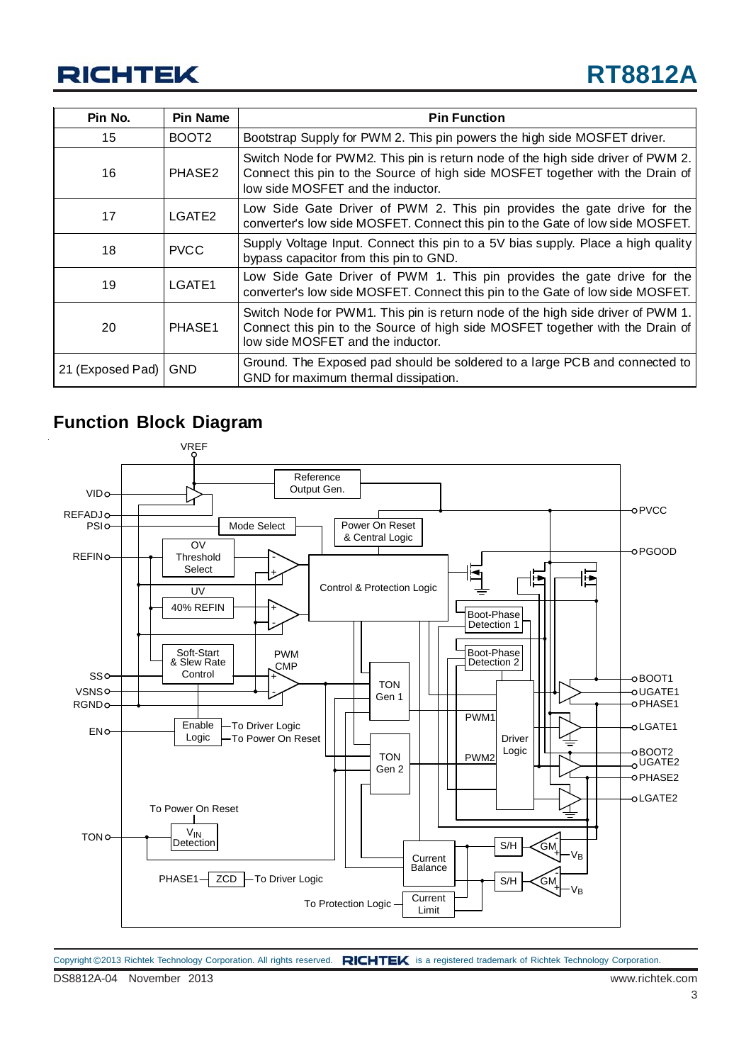| Pin No. | Pin Name | Pin Function |
|---|---|---|
| 15 | BOOT2 | Bootstrap Supply for PWM 2. This pin powers the high side MOSFET driver. |
| 16 | PHASE2 | Switch Node for PWM2. This pin is return node of the high side driver of PWM 2. Connect this pin to the Source of high side MOSFET together with the Drain of low side MOSFET and the inductor. |
| 17 | LGATE2 | Low Side Gate Driver of PWM 2. This pin provides the gate drive for the converter's low side MOSFET. Connect this pin to the Gate of low side MOSFET. |
| 18 | PVCC | Supply Voltage Input. Connect this pin to a 5V bias supply. Place a high quality bypass capacitor from this pin to GND. |
| 19 | LGATE1 | Low Side Gate Driver of PWM 1. This pin provides the gate drive for the converter's low side MOSFET. Connect this pin to the Gate of low side MOSFET. |
| 20 | PHASE1 | Switch Node for PWM1. This pin is return node of the high side driver of PWM 1. Connect this pin to the Source of high side MOSFET together with the Drain of low side MOSFET and the inductor. |
| 21 (Exposed Pad) | GND | Ground. The Exposed pad should be soldered to a large PCB and connected to GND for maximum thermal dissipation. |

## Function Block Diagram

VREF, VID, REFADJ, PSI, REFIN, SS, VSNS, RGND, EN, TON, PVCC, PGOOD, BOOT1, UGATE1, PHASE1, LGATE1, BOOT2, UGATE2, PHASE2, LGATE2

Reference Output Gen. | Mode Select | Power On Reset & Central Logic | OV Threshold Select | UV 40% REFIN | Control & Protection Logic | Soft-Start & Slew Rate Control | PWM CMP | Enable Logic | To Driver Logic | To Power On Reset | TON Gen 1 | TON Gen 2 | Boot-Phase Detection 1 | Boot-Phase Detection 2 | PWM1 | PWM2 | Driver Logic | $V_{IN}$ Detection | PHASE1 – ZCD – To Driver Logic | Current Balance | Current Limit | To Protection Logic | S/H | GM | $V_B$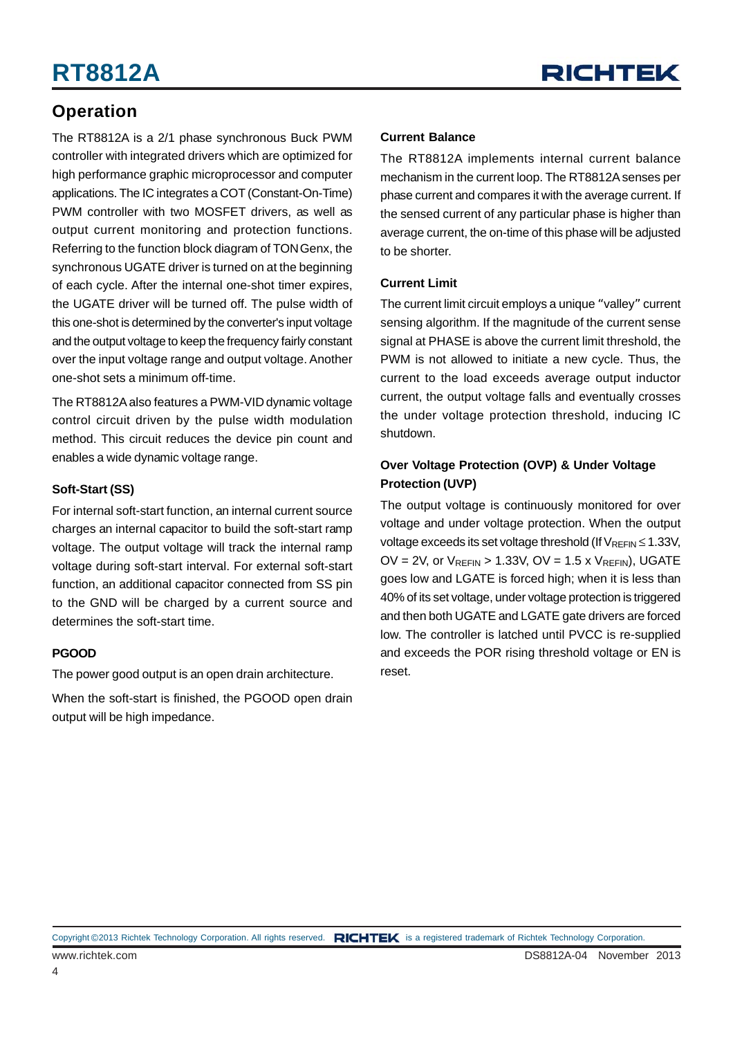## Operation

The RT8812A is a 2/1 phase synchronous Buck PWM controller with integrated drivers which are optimized for high performance graphic microprocessor and computer applications. The IC integrates a COT (Constant-On-Time) PWM controller with two MOSFET drivers, as well as output current monitoring and protection functions. Referring to the function block diagram of TON Genx, the synchronous UGATE driver is turned on at the beginning of each cycle. After the internal one-shot timer expires, the UGATE driver will be turned off. The pulse width of this one-shot is determined by the converter's input voltage and the output voltage to keep the frequency fairly constant over the input voltage range and output voltage. Another one-shot sets a minimum off-time.

The RT8812A also features a PWM-VID dynamic voltage control circuit driven by the pulse width modulation method. This circuit reduces the device pin count and enables a wide dynamic voltage range.

### Soft-Start (SS)

For internal soft-start function, an internal current source charges an internal capacitor to build the soft-start ramp voltage. The output voltage will track the internal ramp voltage during soft-start interval. For external soft-start function, an additional capacitor connected from SS pin to the GND will be charged by a current source and determines the soft-start time.

### PGOOD

The power good output is an open drain architecture.

When the soft-start is finished, the PGOOD open drain output will be high impedance.

### Current Balance

The RT8812A implements internal current balance mechanism in the current loop. The RT8812A senses per phase current and compares it with the average current. If the sensed current of any particular phase is higher than average current, the on-time of this phase will be adjusted to be shorter.

### Current Limit

The current limit circuit employs a unique "valley" current sensing algorithm. If the magnitude of the current sense signal at PHASE is above the current limit threshold, the PWM is not allowed to initiate a new cycle. Thus, the current to the load exceeds average output inductor current, the output voltage falls and eventually crosses the under voltage protection threshold, inducing IC shutdown.

### Over Voltage Protection (OVP) & Under Voltage Protection (UVP)

The output voltage is continuously monitored for over voltage and under voltage protection. When the output voltage exceeds its set voltage threshold (If $V_{REFIN} \leq 1.33V$, OV = 2V, or $V_{REFIN} > 1.33V$, OV = 1.5 x $V_{REFIN}$), UGATE goes low and LGATE is forced high; when it is less than 40% of its set voltage, under voltage protection is triggered and then both UGATE and LGATE gate drivers are forced low. The controller is latched until PVCC is re-supplied and exceeds the POR rising threshold voltage or EN is reset.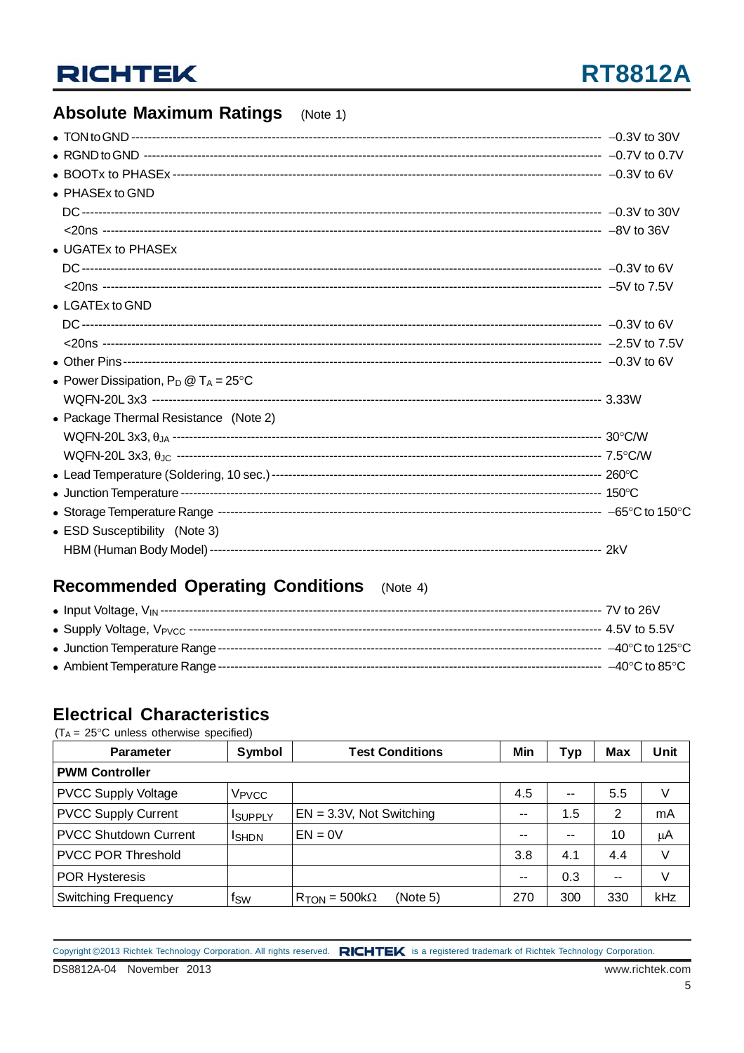## Absolute Maximum Ratings (Note 1)

- TON to GND ------------------------------------------------ −0.3V to 30V
- RGND to GND ---------------------------------------------- −0.7V to 0.7V
- BOOTx to PHASEx ------------------------------------------ −0.3V to 6V
- PHASEx to GND
  - DC ---------------------------------------------------------- −0.3V to 30V
  - <20ns ------------------------------------------------------ −8V to 36V
- UGATEx to PHASEx
  - DC ---------------------------------------------------------- −0.3V to 6V
  - <20ns ------------------------------------------------------ −5V to 7.5V
- LGATEx to GND
  - DC ---------------------------------------------------------- −0.3V to 6V
  - <20ns ------------------------------------------------------ −2.5V to 7.5V
- Other Pins ------------------------------------------------- −0.3V to 6V
- Power Dissipation, $P_D$ @ $T_A$ = 25°C
  - WQFN-20L 3x3 -------------------------------------------- 3.33W
- Package Thermal Resistance (Note 2)
  - WQFN-20L 3x3, $\theta_{JA}$ ------------------------------- 30°C/W
  - WQFN-20L 3x3, $\theta_{JC}$ ------------------------------- 7.5°C/W
- Lead Temperature (Soldering, 10 sec.) ------------------ 260°C
- Junction Temperature ------------------------------------ 150°C
- Storage Temperature Range ------------------------------ −65°C to 150°C
- ESD Susceptibility (Note 3)
  - HBM (Human Body Model) -------------------------------- 2kV

## Recommended Operating Conditions (Note 4)

- Input Voltage, $V_{IN}$ ------------------------------------ 7V to 26V
- Supply Voltage, $V_{PVCC}$ ---------------------------------- 4.5V to 5.5V
- Junction Temperature Range ------------------------------ −40°C to 125°C
- Ambient Temperature Range ------------------------------- −40°C to 85°C

## Electrical Characteristics

($T_A$ = 25°C unless otherwise specified)

| Parameter | Symbol | Test Conditions | Min | Typ | Max | Unit |
|---|---|---|---|---|---|---|
| **PWM Controller** | | | | | | |
| PVCC Supply Voltage | $V_{PVCC}$ | | 4.5 | -- | 5.5 | V |
| PVCC Supply Current | $I_{SUPPLY}$ | EN = 3.3V, Not Switching | -- | 1.5 | 2 | mA |
| PVCC Shutdown Current | $I_{SHDN}$ | EN = 0V | -- | -- | 10 | μA |
| PVCC POR Threshold | | | 3.8 | 4.1 | 4.4 | V |
| POR Hysteresis | | | -- | 0.3 | -- | V |
| Switching Frequency | $f_{SW}$ | $R_{TON}$ = 500kΩ (Note 5) | 270 | 300 | 330 | kHz |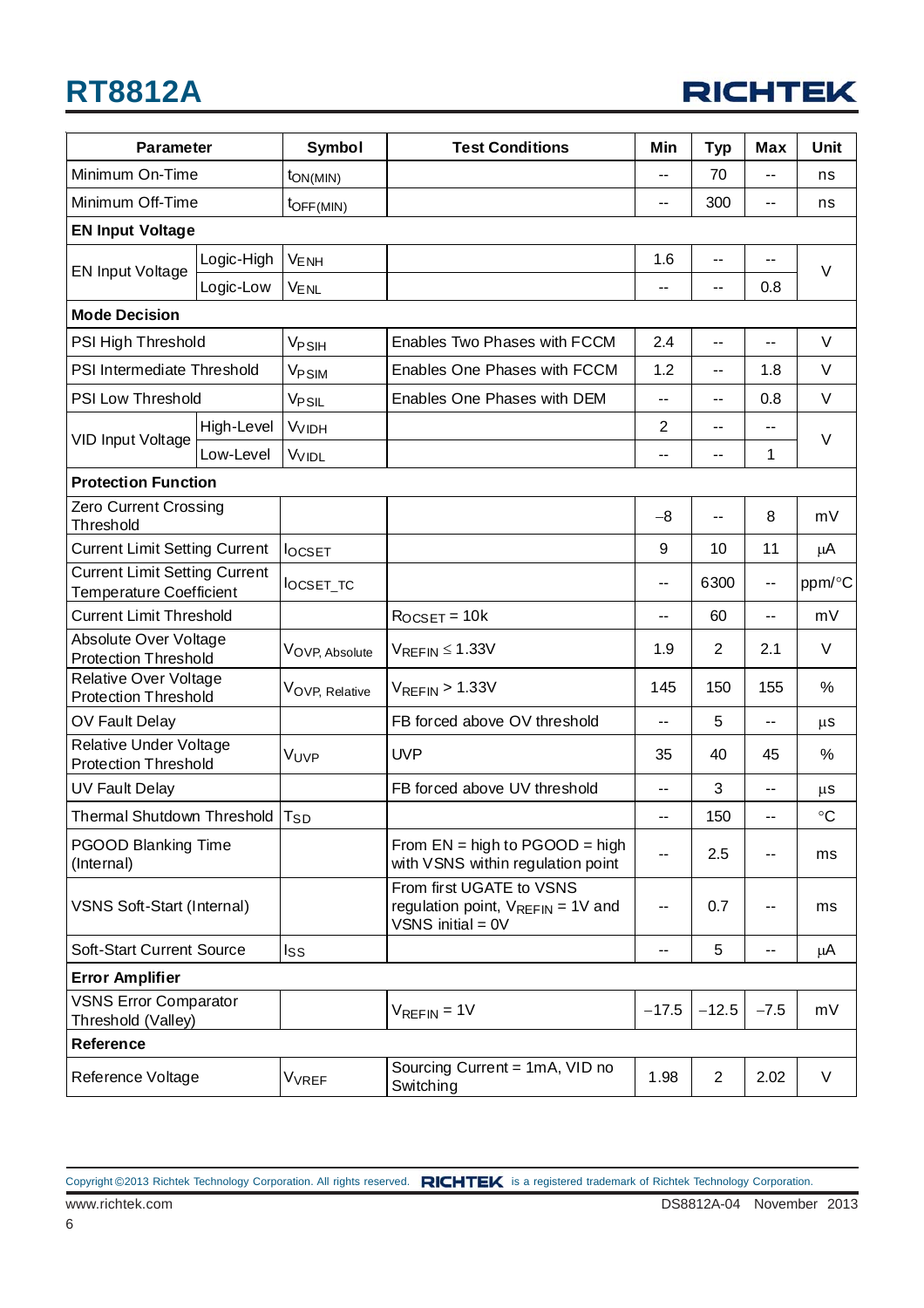| Parameter | | Symbol | Test Conditions | Min | Typ | Max | Unit |
|---|---|---|---|---|---|---|---|
| Minimum On-Time | | $t_{ON(MIN)}$ | | -- | 70 | -- | ns |
| Minimum Off-Time | | $t_{OFF(MIN)}$ | | -- | 300 | -- | ns |
| **EN Input Voltage** | | | | | | | |
| EN Input Voltage | Logic-High | $V_{ENH}$ | | 1.6 | -- | -- | V |
| | Logic-Low | $V_{ENL}$ | | -- | -- | 0.8 | |
| **Mode Decision** | | | | | | | |
| PSI High Threshold | | $V_{PSIH}$ | Enables Two Phases with FCCM | 2.4 | -- | -- | V |
| PSI Intermediate Threshold | | $V_{PSIM}$ | Enables One Phases with FCCM | 1.2 | -- | 1.8 | V |
| PSI Low Threshold | | $V_{PSIL}$ | Enables One Phases with DEM | -- | -- | 0.8 | V |
| VID Input Voltage | High-Level | $V_{VIDH}$ | | 2 | -- | -- | V |
| | Low-Level | $V_{VIDL}$ | | -- | -- | 1 | |
| **Protection Function** | | | | | | | |
| Zero Current Crossing Threshold | | | | −8 | -- | 8 | mV |
| Current Limit Setting Current | | $I_{OCSET}$ | | 9 | 10 | 11 | μA |
| Current Limit Setting Current Temperature Coefficient | | $I_{OCSET\_TC}$ | | -- | 6300 | -- | ppm/°C |
| Current Limit Threshold | | | $R_{OCSET}$ = 10k | -- | 60 | -- | mV |
| Absolute Over Voltage Protection Threshold | | $V_{OVP,\ Absolute}$ | $V_{REFIN} \leq 1.33V$ | 1.9 | 2 | 2.1 | V |
| Relative Over Voltage Protection Threshold | | $V_{OVP,\ Relative}$ | $V_{REFIN}$ > 1.33V | 145 | 150 | 155 | % |
| OV Fault Delay | | | FB forced above OV threshold | -- | 5 | -- | μs |
| Relative Under Voltage Protection Threshold | | $V_{UVP}$ | UVP | 35 | 40 | 45 | % |
| UV Fault Delay | | | FB forced above UV threshold | -- | 3 | -- | μs |
| Thermal Shutdown Threshold | | $T_{SD}$ | | -- | 150 | -- | °C |
| PGOOD Blanking Time (Internal) | | | From EN = high to PGOOD = high with VSNS within regulation point | -- | 2.5 | -- | ms |
| VSNS Soft-Start (Internal) | | | From first UGATE to VSNS regulation point, $V_{REFIN}$ = 1V and VSNS initial = 0V | -- | 0.7 | -- | ms |
| Soft-Start Current Source | | $I_{SS}$ | | -- | 5 | -- | μA |
| **Error Amplifier** | | | | | | | |
| VSNS Error Comparator Threshold (Valley) | | | $V_{REFIN}$ = 1V | −17.5 | −12.5 | −7.5 | mV |
| **Reference** | | | | | | | |
| Reference Voltage | | $V_{VREF}$ | Sourcing Current = 1mA, VID no Switching | 1.98 | 2 | 2.02 | V |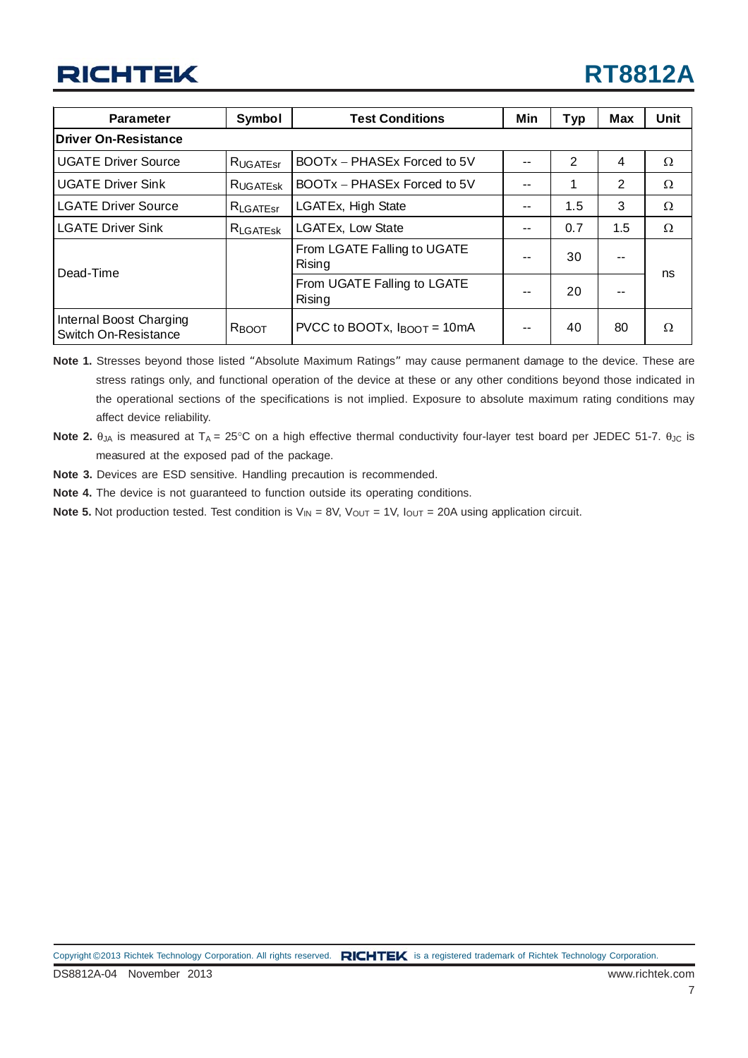| Parameter | Symbol | Test Conditions | Min | Typ | Max | Unit |
|---|---|---|---|---|---|---|
| **Driver On-Resistance** | | | | | | |
| UGATE Driver Source | $R_{UGATEsr}$ | BOOTx – PHASEx Forced to 5V | -- | 2 | 4 | Ω |
| UGATE Driver Sink | $R_{UGATEsk}$ | BOOTx – PHASEx Forced to 5V | -- | 1 | 2 | Ω |
| LGATE Driver Source | $R_{LGATEsr}$ | LGATEx, High State | -- | 1.5 | 3 | Ω |
| LGATE Driver Sink | $R_{LGATEsk}$ | LGATEx, Low State | -- | 0.7 | 1.5 | Ω |
| Dead-Time | | From LGATE Falling to UGATE Rising | -- | 30 | -- | ns |
| | | From UGATE Falling to LGATE Rising | -- | 20 | -- | ns |
| Internal Boost Charging Switch On-Resistance | $R_{BOOT}$ | PVCC to BOOTx, $I_{BOOT}$ = 10mA | -- | 40 | 80 | Ω |

**Note 1.** Stresses beyond those listed "Absolute Maximum Ratings" may cause permanent damage to the device. These are stress ratings only, and functional operation of the device at these or any other conditions beyond those indicated in the operational sections of the specifications is not implied. Exposure to absolute maximum rating conditions may affect device reliability.

**Note 2.** $\theta_{JA}$ is measured at $T_A$ = 25°C on a high effective thermal conductivity four-layer test board per JEDEC 51-7. $\theta_{JC}$ is measured at the exposed pad of the package.

**Note 3.** Devices are ESD sensitive. Handling precaution is recommended.

**Note 4.** The device is not guaranteed to function outside its operating conditions.

**Note 5.** Not production tested. Test condition is $V_{IN}$ = 8V, $V_{OUT}$ = 1V, $I_{OUT}$ = 20A using application circuit.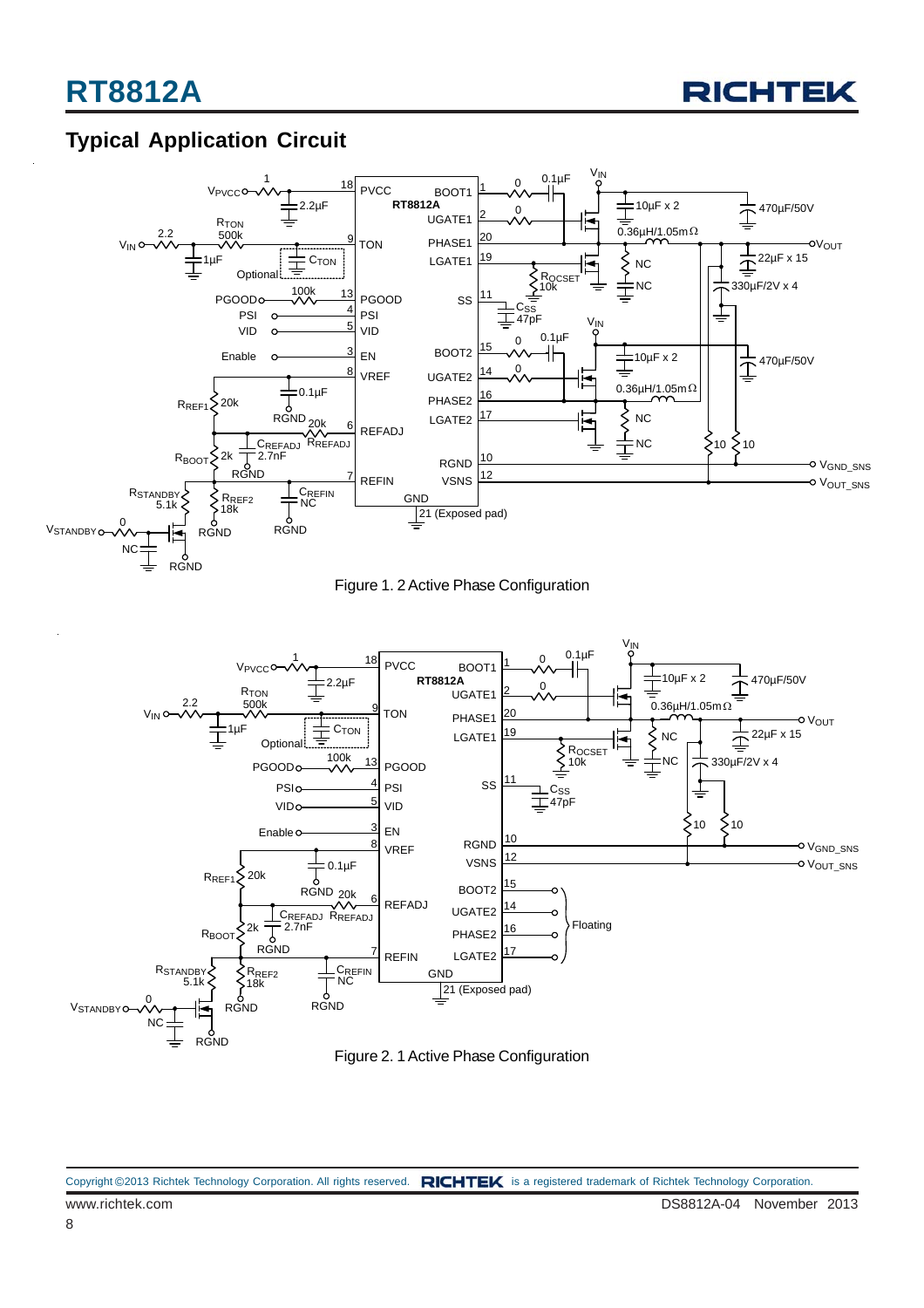## Typical Application Circuit

Figure 1. 2 Active Phase Configuration

Figure 2. 1 Active Phase Configuration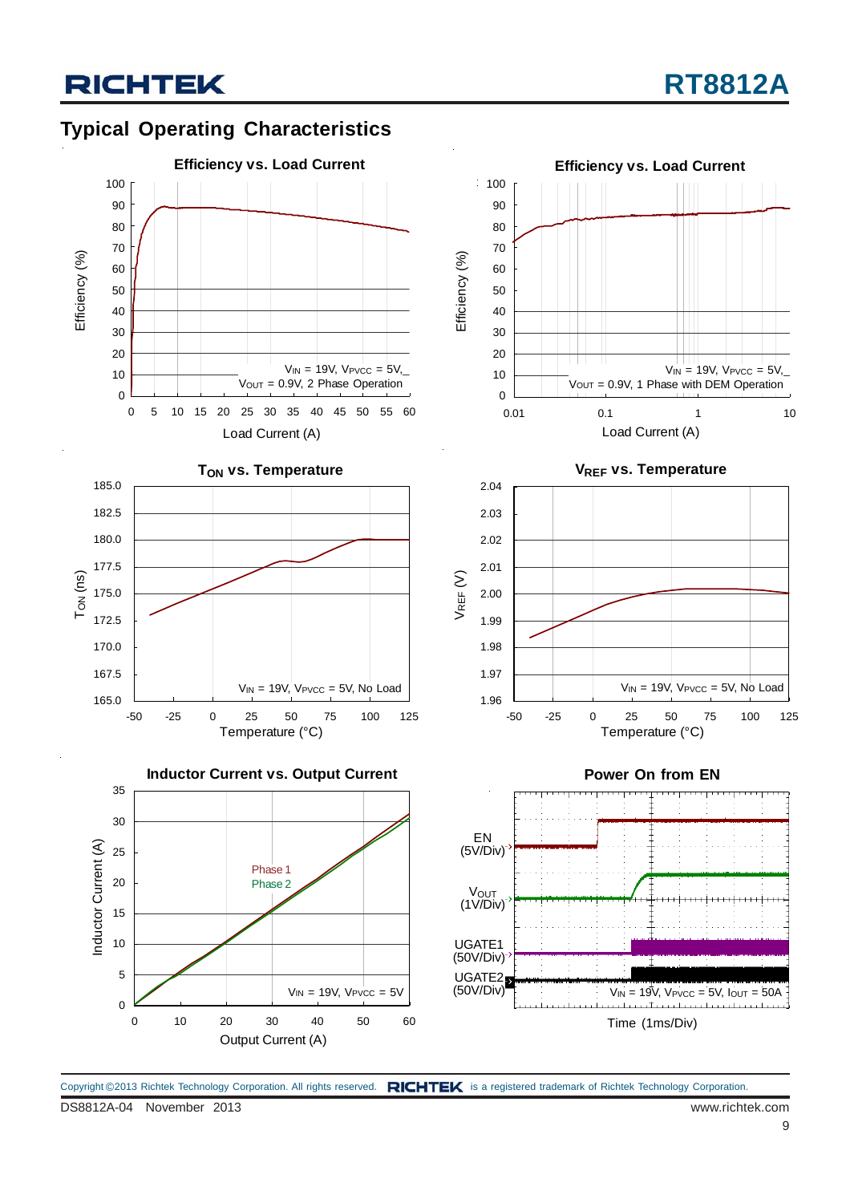## Typical Operating Characteristics

**Efficiency vs. Load Current**

Efficiency (%) vs. Load Current (A)

$V_{IN}$ = 19V, $V_{PVCC}$ = 5V, $V_{OUT}$ = 0.9V, 2 Phase Operation

**Efficiency vs. Load Current**

Efficiency (%) vs. Load Current (A)

$V_{IN}$ = 19V, $V_{PVCC}$ = 5V, $V_{OUT}$ = 0.9V, 1 Phase with DEM Operation

**$T_{ON}$ vs. Temperature**

$T_{ON}$ (ns) vs. Temperature (°C)

$V_{IN}$ = 19V, $V_{PVCC}$ = 5V, No Load

**$V_{REF}$ vs. Temperature**

$V_{REF}$ (V) vs. Temperature (°C)

$V_{IN}$ = 19V, $V_{PVCC}$ = 5V, No Load

**Inductor Current vs. Output Current**

Inductor Current (A) vs. Output Current (A)

Phase 1, Phase 2

$V_{IN}$ = 19V, $V_{PVCC}$ = 5V

**Power On from EN**

EN (5V/Div), $V_{OUT}$ (1V/Div), UGATE1 (50V/Div), UGATE2 (50V/Div)

$V_{IN}$ = 19V, $V_{PVCC}$ = 5V, $I_{OUT}$ = 50A

Time (1ms/Div)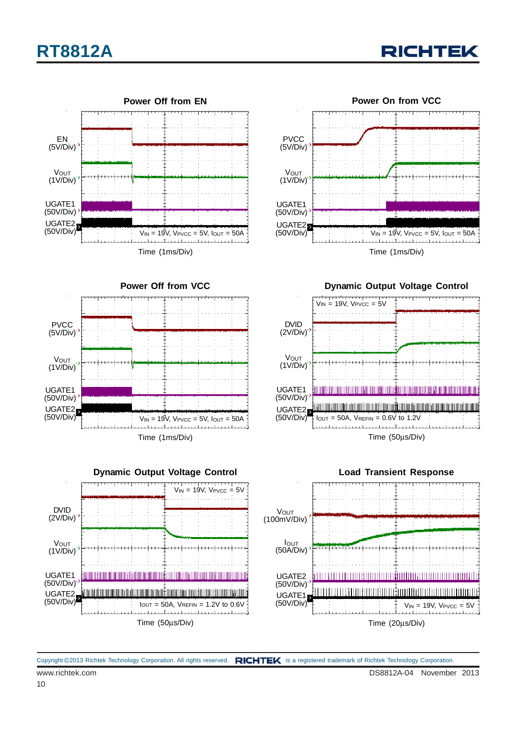### Power Off from EN

EN (5V/Div)

$V_{OUT}$ (1V/Div)

UGATE1 (50V/Div)

UGATE2 (50V/Div)

$V_{IN}$ = 19V, $V_{PVCC}$ = 5V, $I_{OUT}$ = 50A

Time (1ms/Div)

### Power On from VCC

PVCC (5V/Div)

$V_{OUT}$ (1V/Div)

UGATE1 (50V/Div)

UGATE2 (50V/Div)

$V_{IN}$ = 19V, $V_{PVCC}$ = 5V, $I_{OUT}$ = 50A

Time (1ms/Div)

### Power Off from VCC

PVCC (5V/Div)

$V_{OUT}$ (1V/Div)

UGATE1 (50V/Div)

UGATE2 (50V/Div)

$V_{IN}$ = 19V, $V_{PVCC}$ = 5V, $I_{OUT}$ = 50A

Time (1ms/Div)

### Dynamic Output Voltage Control

$V_{IN}$ = 19V, $V_{PVCC}$ = 5V

DVID (2V/Div)

$V_{OUT}$ (1V/Div)

UGATE1 (50V/Div)

UGATE2 (50V/Div)

$I_{OUT}$ = 50A, $V_{REFIN}$ = 0.6V to 1.2V

Time (50μs/Div)

### Dynamic Output Voltage Control

$V_{IN}$ = 19V, $V_{PVCC}$ = 5V

DVID (2V/Div)

$V_{OUT}$ (1V/Div)

UGATE1 (50V/Div)

UGATE2 (50V/Div)

$I_{OUT}$ = 50A, $V_{REFIN}$ = 1.2V to 0.6V

Time (50μs/Div)

### Load Transient Response

$V_{OUT}$ (100mV/Div)

$I_{OUT}$ (50A/Div)

UGATE2 (50V/Div)

UGATE1 (50V/Div)

$V_{IN}$ = 19V, $V_{PVCC}$ = 5V

Time (20μs/Div)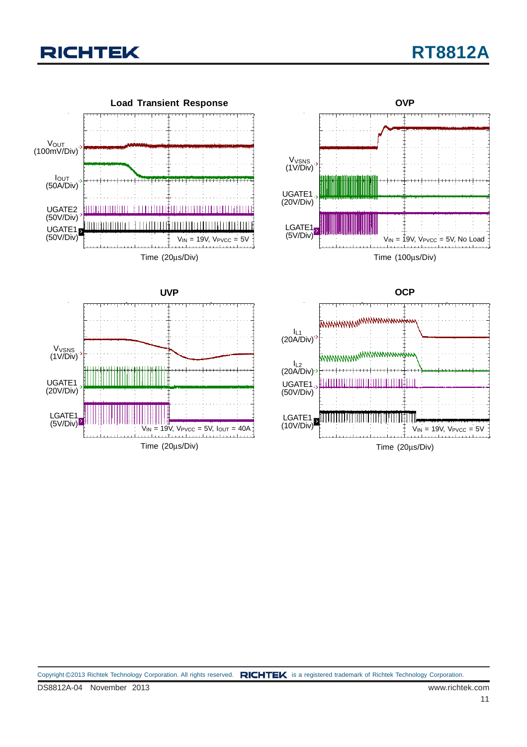**Load Transient Response**

$V_{OUT}$ (100mV/Div)

$I_{OUT}$ (50A/Div)

UGATE2 (50V/Div)

UGATE1 (50V/Div)

$V_{IN}$ = 19V, $V_{PVCC}$ = 5V

Time (20μs/Div)

**OVP**

$V_{VSNS}$ (1V/Div)

UGATE1 (20V/Div)

LGATE1 (5V/Div)

$V_{IN}$ = 19V, $V_{PVCC}$ = 5V, No Load

Time (100μs/Div)

**UVP**

$V_{VSNS}$ (1V/Div)

UGATE1 (20V/Div)

LGATE1 (5V/Div)

$V_{IN}$ = 19V, $V_{PVCC}$ = 5V, $I_{OUT}$ = 40A

Time (20μs/Div)

**OCP**

$I_{L1}$ (20A/Div)

$I_{L2}$ (20A/Div)

UGATE1 (50V/Div)

LGATE1 (10V/Div)

$V_{IN}$ = 19V, $V_{PVCC}$ = 5V

Time (20μs/Div)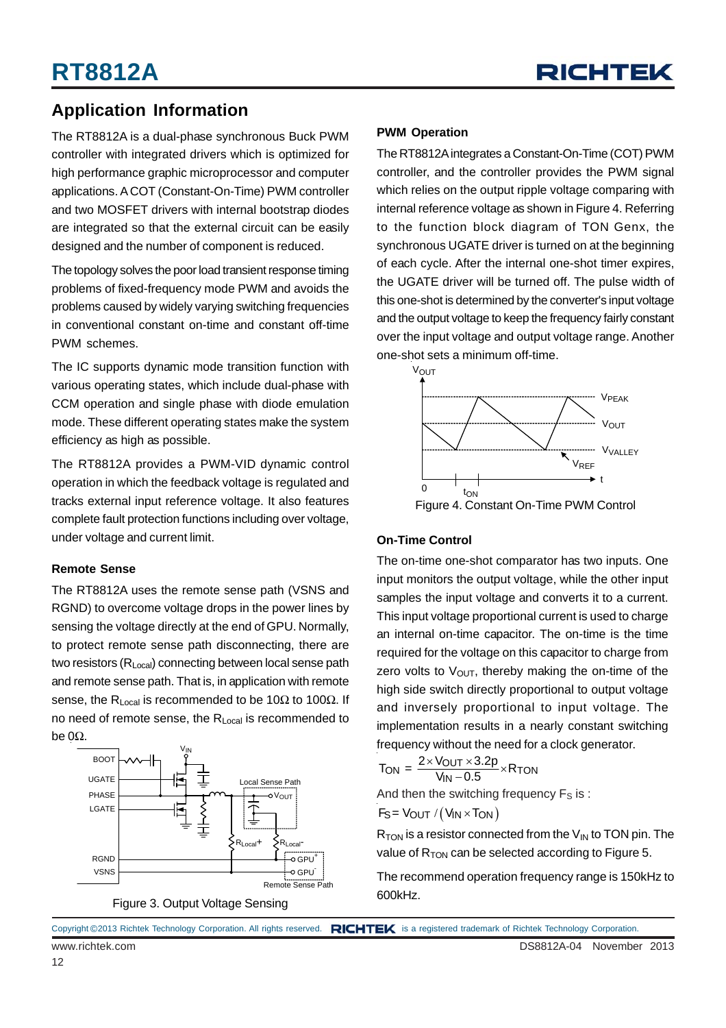## Application Information

The RT8812A is a dual-phase synchronous Buck PWM controller with integrated drivers which is optimized for high performance graphic microprocessor and computer applications. A COT (Constant-On-Time) PWM controller and two MOSFET drivers with internal bootstrap diodes are integrated so that the external circuit can be easily designed and the number of component is reduced.

The topology solves the poor load transient response timing problems of fixed-frequency mode PWM and avoids the problems caused by widely varying switching frequencies in conventional constant on-time and constant off-time PWM schemes.

The IC supports dynamic mode transition function with various operating states, which include dual-phase with CCM operation and single phase with diode emulation mode. These different operating states make the system efficiency as high as possible.

The RT8812A provides a PWM-VID dynamic control operation in which the feedback voltage is regulated and tracks external input reference voltage. It also features complete fault protection functions including over voltage, under voltage and current limit.

### Remote Sense

The RT8812A uses the remote sense path (VSNS and RGND) to overcome voltage drops in the power lines by sensing the voltage directly at the end of GPU. Normally, to protect remote sense path disconnecting, there are two resistors ($R_{Local}$) connecting between local sense path and remote sense path. That is, in application with remote sense, the $R_{Local}$ is recommended to be 10Ω to 100Ω. If no need of remote sense, the $R_{Local}$ is recommended to be 0Ω.

Figure 3. Output Voltage Sensing

### PWM Operation

The RT8812A integrates a Constant-On-Time (COT) PWM controller, and the controller provides the PWM signal which relies on the output ripple voltage comparing with internal reference voltage as shown in Figure 4. Referring to the function block diagram of TON Genx, the synchronous UGATE driver is turned on at the beginning of each cycle. After the internal one-shot timer expires, the UGATE driver will be turned off. The pulse width of this one-shot is determined by the converter's input voltage and the output voltage to keep the frequency fairly constant over the input voltage and output voltage range. Another one-shot sets a minimum off-time.

Figure 4. Constant On-Time PWM Control

### On-Time Control

The on-time one-shot comparator has two inputs. One input monitors the output voltage, while the other input samples the input voltage and converts it to a current. This input voltage proportional current is used to charge an internal on-time capacitor. The on-time is the time required for the voltage on this capacitor to charge from zero volts to $V_{OUT}$, thereby making the on-time of the high side switch directly proportional to output voltage and inversely proportional to input voltage. The implementation results in a nearly constant switching frequency without the need for a clock generator.

$$T_{ON} = \frac{2 \times V_{OUT} \times 3.2p}{V_{IN} - 0.5} \times R_{TON}$$

And then the switching frequency $F_S$ is :

$$F_S = V_{OUT} / (V_{IN} \times T_{ON})$$

$R_{TON}$ is a resistor connected from the $V_{IN}$ to TON pin. The value of $R_{TON}$ can be selected according to Figure 5.

The recommend operation frequency range is 150kHz to 600kHz.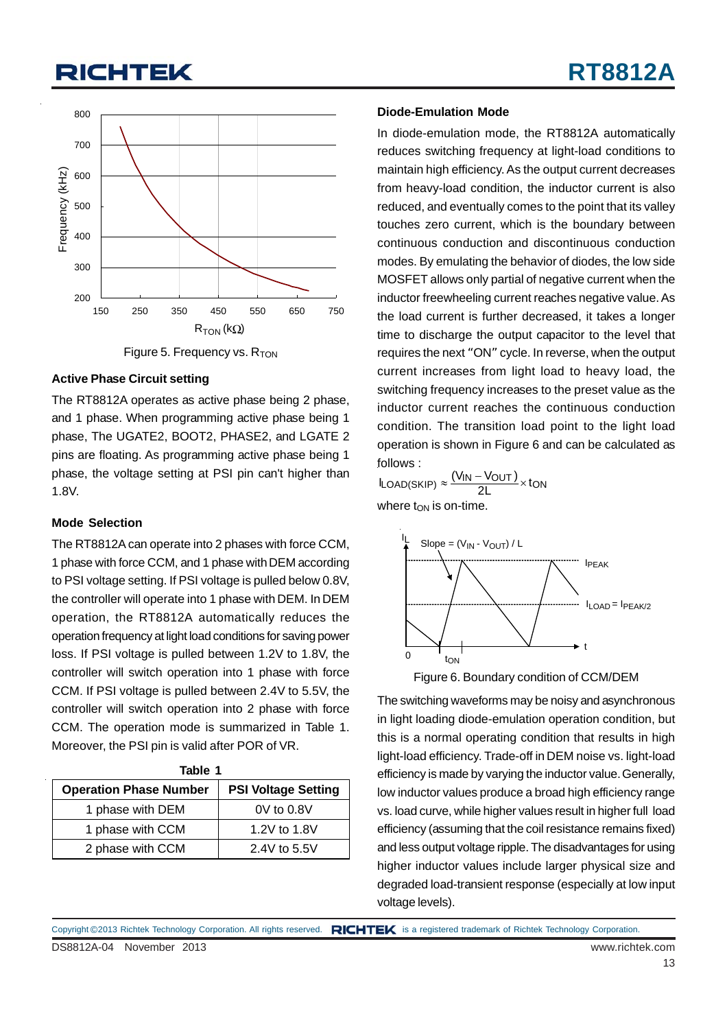Figure 5. Frequency vs. $R_{TON}$

### Active Phase Circuit setting

The RT8812A operates as active phase being 2 phase, and 1 phase. When programming active phase being 1 phase, The UGATE2, BOOT2, PHASE2, and LGATE 2 pins are floating. As programming active phase being 1 phase, the voltage setting at PSI pin can't higher than 1.8V.

### Mode Selection

The RT8812A can operate into 2 phases with force CCM, 1 phase with force CCM, and 1 phase with DEM according to PSI voltage setting. If PSI voltage is pulled below 0.8V, the controller will operate into 1 phase with DEM. In DEM operation, the RT8812A automatically reduces the operation frequency at light load conditions for saving power loss. If PSI voltage is pulled between 1.2V to 1.8V, the controller will switch operation into 1 phase with force CCM. If PSI voltage is pulled between 2.4V to 5.5V, the controller will switch operation into 2 phase with force CCM. The operation mode is summarized in Table 1. Moreover, the PSI pin is valid after POR of VR.

**Table 1**

| Operation Phase Number | PSI Voltage Setting |
|---|---|
| 1 phase with DEM | 0V to 0.8V |
| 1 phase with CCM | 1.2V to 1.8V |
| 2 phase with CCM | 2.4V to 5.5V |

### Diode-Emulation Mode

In diode-emulation mode, the RT8812A automatically reduces switching frequency at light-load conditions to maintain high efficiency. As the output current decreases from heavy-load condition, the inductor current is also reduced, and eventually comes to the point that its valley touches zero current, which is the boundary between continuous conduction and discontinuous conduction modes. By emulating the behavior of diodes, the low side MOSFET allows only partial of negative current when the inductor freewheeling current reaches negative value. As the load current is further decreased, it takes a longer time to discharge the output capacitor to the level that requires the next "ON" cycle. In reverse, when the output current increases from light load to heavy load, the switching frequency increases to the preset value as the inductor current reaches the continuous conduction condition. The transition load point to the light load operation is shown in Figure 6 and can be calculated as follows :

$$I_{LOAD(SKIP)} \approx \frac{(V_{IN} - V_{OUT})}{2L} \times t_{ON}$$

where $t_{ON}$ is on-time.

Figure 6. Boundary condition of CCM/DEM

The switching waveforms may be noisy and asynchronous in light loading diode-emulation operation condition, but this is a normal operating condition that results in high light-load efficiency. Trade-off in DEM noise vs. light-load efficiency is made by varying the inductor value. Generally, low inductor values produce a broad high efficiency range vs. load curve, while higher values result in higher full load efficiency (assuming that the coil resistance remains fixed) and less output voltage ripple. The disadvantages for using higher inductor values include larger physical size and degraded load-transient response (especially at low input voltage levels).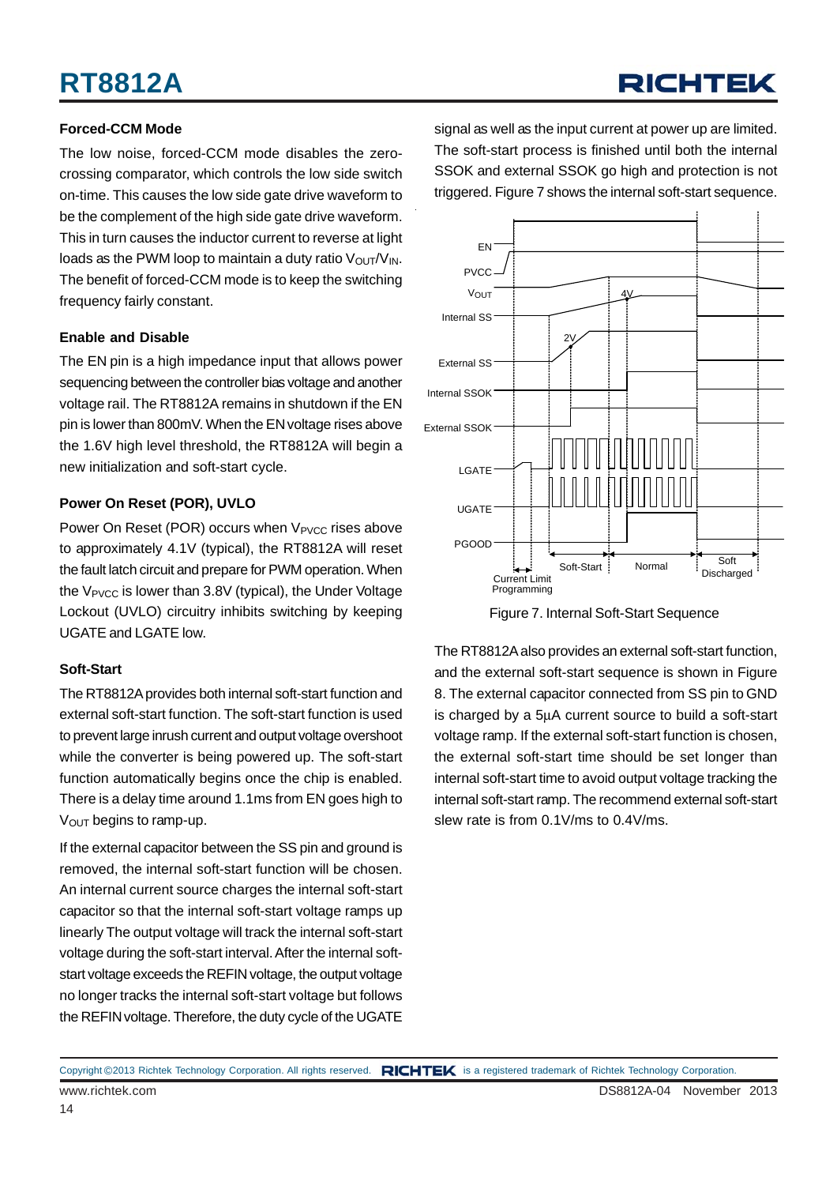### Forced-CCM Mode

The low noise, forced-CCM mode disables the zero-crossing comparator, which controls the low side switch on-time. This causes the low side gate drive waveform to be the complement of the high side gate drive waveform. This in turn causes the inductor current to reverse at light loads as the PWM loop to maintain a duty ratio $V_{OUT}/V_{IN}$. The benefit of forced-CCM mode is to keep the switching frequency fairly constant.

### Enable and Disable

The EN pin is a high impedance input that allows power sequencing between the controller bias voltage and another voltage rail. The RT8812A remains in shutdown if the EN pin is lower than 800mV. When the EN voltage rises above the 1.6V high level threshold, the RT8812A will begin a new initialization and soft-start cycle.

### Power On Reset (POR), UVLO

Power On Reset (POR) occurs when $V_{PVCC}$ rises above to approximately 4.1V (typical), the RT8812A will reset the fault latch circuit and prepare for PWM operation. When the $V_{PVCC}$ is lower than 3.8V (typical), the Under Voltage Lockout (UVLO) circuitry inhibits switching by keeping UGATE and LGATE low.

### Soft-Start

The RT8812A provides both internal soft-start function and external soft-start function. The soft-start function is used to prevent large inrush current and output voltage overshoot while the converter is being powered up. The soft-start function automatically begins once the chip is enabled. There is a delay time around 1.1ms from EN goes high to $V_{OUT}$ begins to ramp-up.

If the external capacitor between the SS pin and ground is removed, the internal soft-start function will be chosen. An internal current source charges the internal soft-start capacitor so that the internal soft-start voltage ramps up linearly The output voltage will track the internal soft-start voltage during the soft-start interval. After the internal soft-start voltage exceeds the REFIN voltage, the output voltage no longer tracks the internal soft-start voltage but follows the REFIN voltage. Therefore, the duty cycle of the UGATE signal as well as the input current at power up are limited. The soft-start process is finished until both the internal SSOK and external SSOK go high and protection is not triggered. Figure 7 shows the internal soft-start sequence.

Figure 7. Internal Soft-Start Sequence

The RT8812A also provides an external soft-start function, and the external soft-start sequence is shown in Figure 8. The external capacitor connected from SS pin to GND is charged by a 5μA current source to build a soft-start voltage ramp. If the external soft-start function is chosen, the external soft-start time should be set longer than internal soft-start time to avoid output voltage tracking the internal soft-start ramp. The recommend external soft-start slew rate is from 0.1V/ms to 0.4V/ms.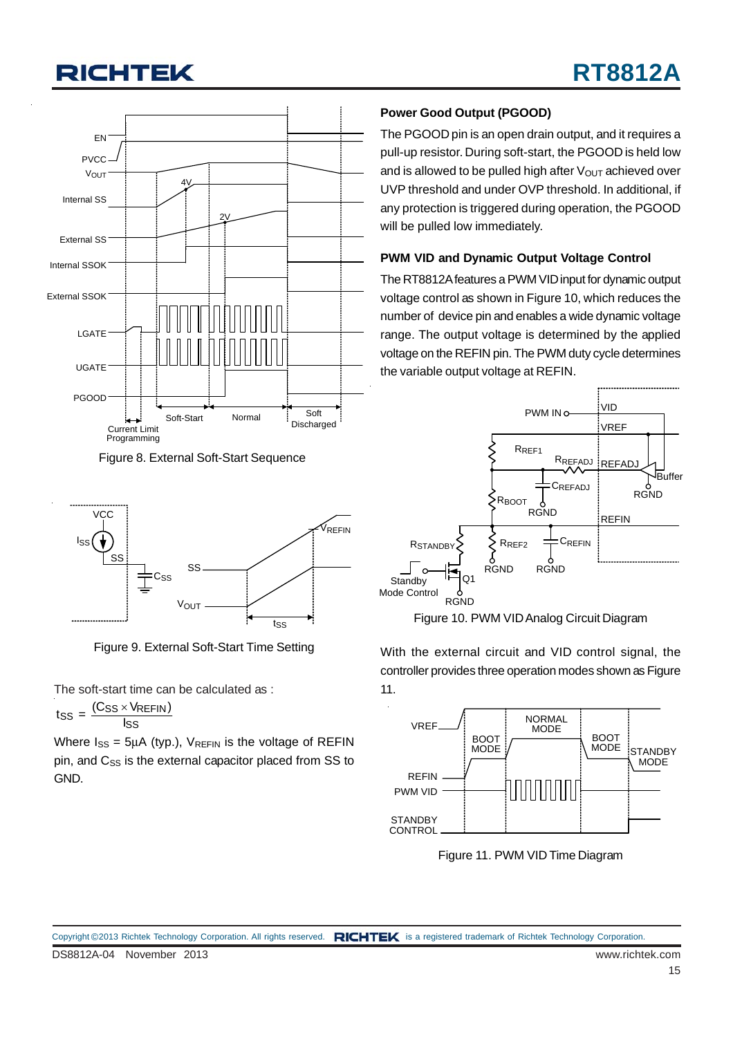Figure 8. External Soft-Start Sequence

Figure 9. External Soft-Start Time Setting

The soft-start time can be calculated as :

$$t_{SS} = \frac{(C_{SS} \times V_{REFIN})}{I_{SS}}$$

Where $I_{SS}$ = 5μA (typ.), $V_{REFIN}$ is the voltage of REFIN pin, and $C_{SS}$ is the external capacitor placed from SS to GND.

### Power Good Output (PGOOD)

The PGOOD pin is an open drain output, and it requires a pull-up resistor. During soft-start, the PGOOD is held low and is allowed to be pulled high after $V_{OUT}$ achieved over UVP threshold and under OVP threshold. In additional, if any protection is triggered during operation, the PGOOD will be pulled low immediately.

### PWM VID and Dynamic Output Voltage Control

The RT8812A features a PWM VID input for dynamic output voltage control as shown in Figure 10, which reduces the number of device pin and enables a wide dynamic voltage range. The output voltage is determined by the applied voltage on the REFIN pin. The PWM duty cycle determines the variable output voltage at REFIN.

Figure 10. PWM VID Analog Circuit Diagram

With the external circuit and VID control signal, the controller provides three operation modes shown as Figure 11.

Figure 11. PWM VID Time Diagram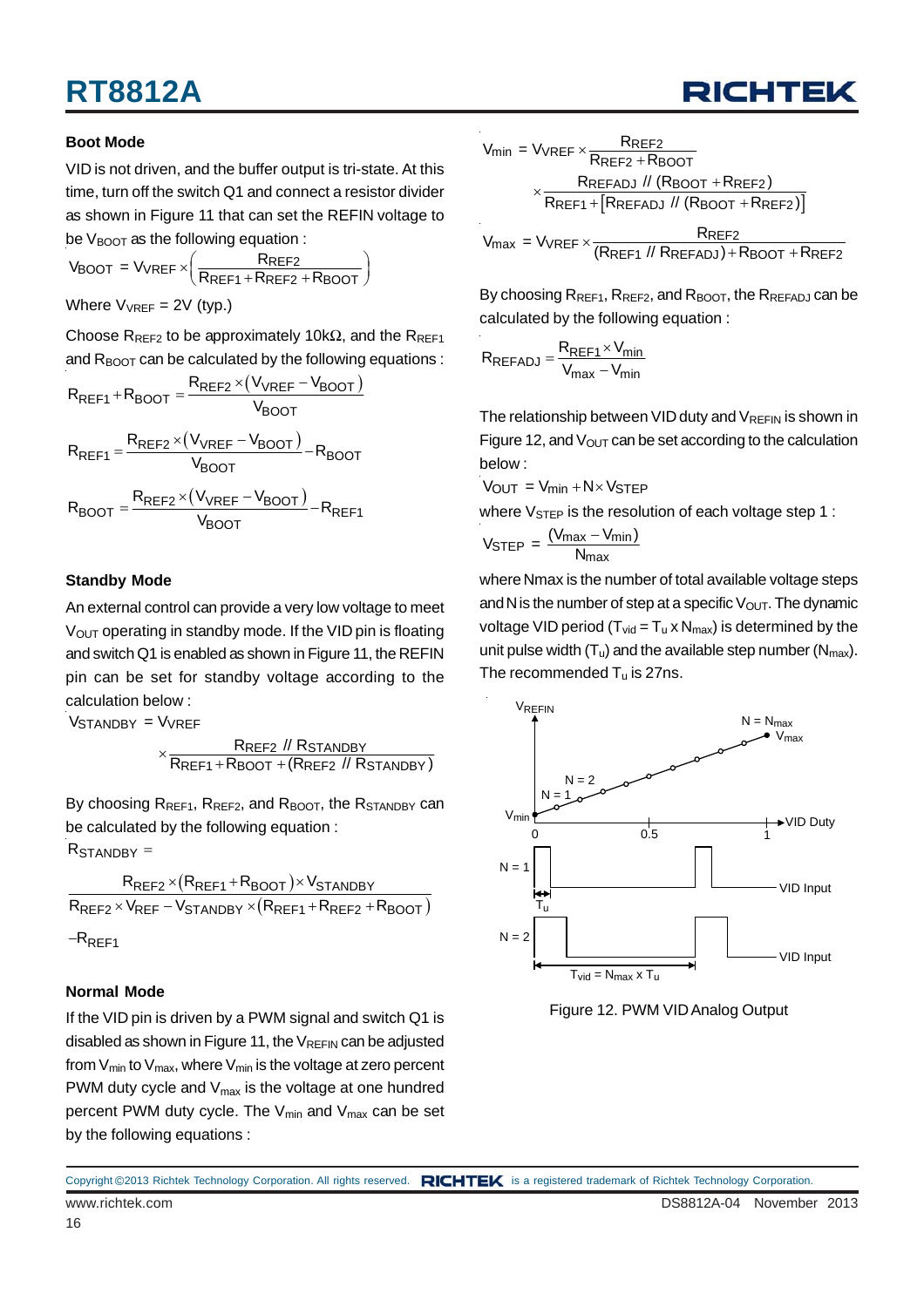### Boot Mode

VID is not driven, and the buffer output is tri-state. At this time, turn off the switch Q1 and connect a resistor divider as shown in Figure 11 that can set the REFIN voltage to be $V_{BOOT}$ as the following equation :

$$V_{BOOT} = V_{VREF} \times \left( \frac{R_{REF2}}{R_{REF1} + R_{REF2} + R_{BOOT}} \right)$$

Where $V_{VREF}$ = 2V (typ.)

Choose $R_{REF2}$ to be approximately 10kΩ, and the $R_{REF1}$ and $R_{BOOT}$ can be calculated by the following equations :

$$R_{REF1} + R_{BOOT} = \frac{R_{REF2} \times (V_{VREF} - V_{BOOT})}{V_{BOOT}}$$

$$R_{REF1} = \frac{R_{REF2} \times (V_{VREF} - V_{BOOT})}{V_{BOOT}} - R_{BOOT}$$

$$R_{BOOT} = \frac{R_{REF2} \times (V_{VREF} - V_{BOOT})}{V_{BOOT}} - R_{REF1}$$

### Standby Mode

An external control can provide a very low voltage to meet $V_{OUT}$ operating in standby mode. If the VID pin is floating and switch Q1 is enabled as shown in Figure 11, the REFIN pin can be set for standby voltage according to the calculation below :

$$V_{STANDBY} = V_{VREF} \times \frac{R_{REF2} \,//\, R_{STANDBY}}{R_{REF1} + R_{BOOT} + (R_{REF2} \,//\, R_{STANDBY})}$$

By choosing $R_{REF1}$, $R_{REF2}$, and $R_{BOOT}$, the $R_{STANDBY}$ can be calculated by the following equation :

$$R_{STANDBY} = \frac{R_{REF2} \times (R_{REF1} + R_{BOOT}) \times V_{STANDBY}}{R_{REF2} \times V_{REF} - V_{STANDBY} \times (R_{REF1} + R_{REF2} + R_{BOOT})} - R_{REF1}$$

### Normal Mode

If the VID pin is driven by a PWM signal and switch Q1 is disabled as shown in Figure 11, the $V_{REFIN}$ can be adjusted from $V_{min}$ to $V_{max}$, where $V_{min}$ is the voltage at zero percent PWM duty cycle and $V_{max}$ is the voltage at one hundred percent PWM duty cycle. The $V_{min}$ and $V_{max}$ can be set by the following equations :

$$V_{min} = V_{VREF} \times \frac{R_{REF2}}{R_{REF2} + R_{BOOT}} \times \frac{R_{REFADJ} \,//\, (R_{BOOT} + R_{REF2})}{R_{REF1} + [R_{REFADJ} \,//\, (R_{BOOT} + R_{REF2})]}$$

$$V_{max} = V_{VREF} \times \frac{R_{REF2}}{(R_{REF1} \,//\, R_{REFADJ}) + R_{BOOT} + R_{REF2}}$$

By choosing $R_{REF1}$, $R_{REF2}$, and $R_{BOOT}$, the $R_{REFADJ}$ can be calculated by the following equation :

$$R_{REFADJ} = \frac{R_{REF1} \times V_{min}}{V_{max} - V_{min}}$$

The relationship between VID duty and $V_{REFIN}$ is shown in Figure 12, and $V_{OUT}$ can be set according to the calculation below :

$$V_{OUT} = V_{min} + N \times V_{STEP}$$

where $V_{STEP}$ is the resolution of each voltage step 1 :

$$V_{STEP} = \frac{(V_{max} - V_{min})}{N_{max}}$$

where Nmax is the number of total available voltage steps and N is the number of step at a specific $V_{OUT}$. The dynamic voltage VID period ($T_{vid} = T_u \times N_{max}$) is determined by the unit pulse width ($T_u$) and the available step number ($N_{max}$). The recommended $T_u$ is 27ns.

Figure 12. PWM VID Analog Output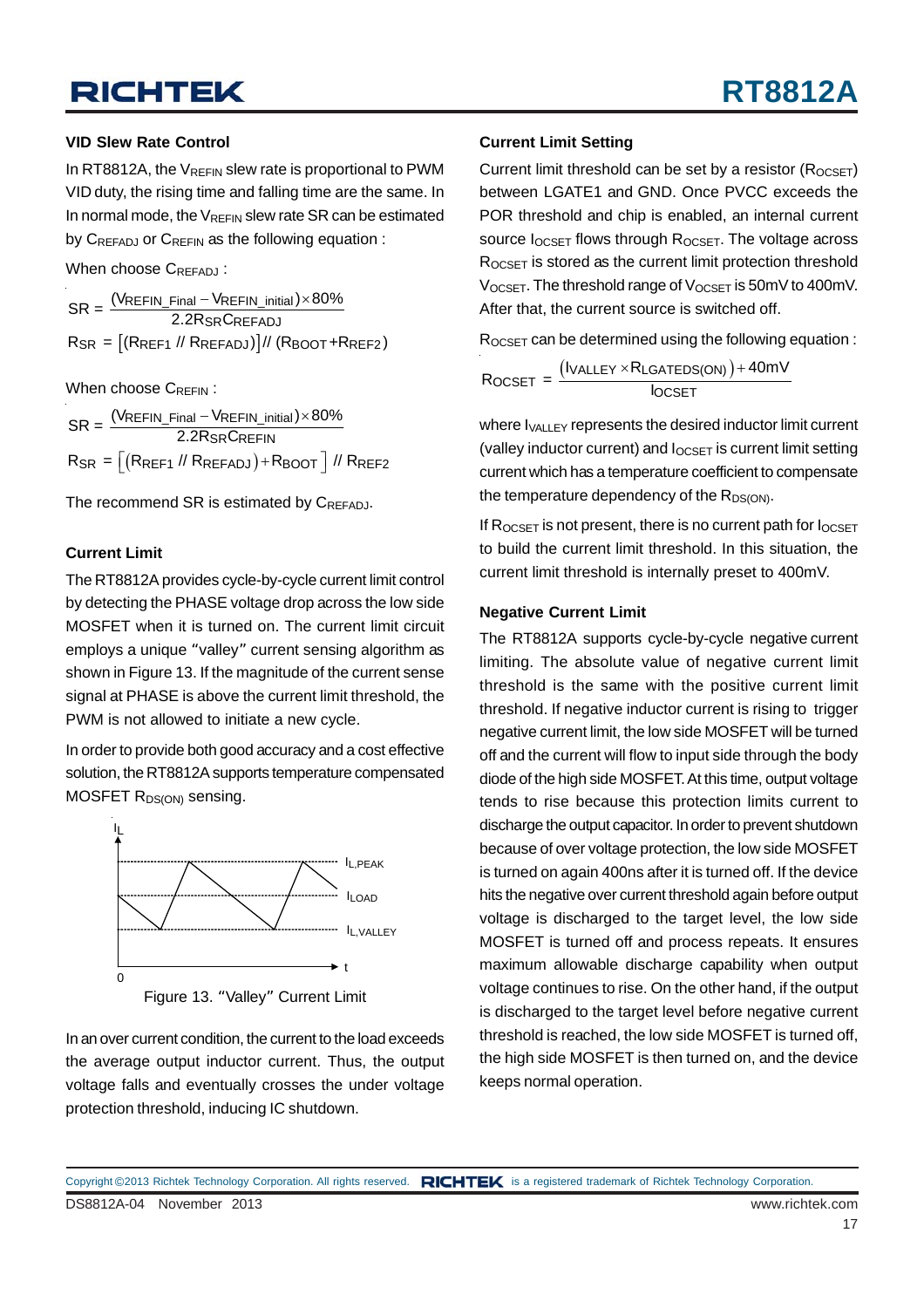### VID Slew Rate Control

In RT8812A, the $V_{REFIN}$ slew rate is proportional to PWM VID duty, the rising time and falling time are the same. In In normal mode, the $V_{REFIN}$ slew rate SR can be estimated by $C_{REFADJ}$ or $C_{REFIN}$ as the following equation :

When choose $C_{REFADJ}$ :

$$SR = \frac{(V_{REFIN\_Final} - V_{REFIN\_initial}) \times 80\%}{2.2 R_{SR} C_{REFADJ}}$$

$$R_{SR} = \left[(R_{REF1} \,//\, R_{REFADJ})\right] \,//\, (R_{BOOT} + R_{REF2})$$

When choose $C_{REFIN}$ :

$$SR = \frac{(V_{REFIN\_Final} - V_{REFIN\_initial}) \times 80\%}{2.2 R_{SR} C_{REFIN}}$$

$$R_{SR} = \left[(R_{REF1} \,//\, R_{REFADJ}) + R_{BOOT}\right] \,//\, R_{REF2}$$

The recommend SR is estimated by $C_{REFADJ}$.

### Current Limit

The RT8812A provides cycle-by-cycle current limit control by detecting the PHASE voltage drop across the low side MOSFET when it is turned on. The current limit circuit employs a unique "valley" current sensing algorithm as shown in Figure 13. If the magnitude of the current sense signal at PHASE is above the current limit threshold, the PWM is not allowed to initiate a new cycle.

In order to provide both good accuracy and a cost effective solution, the RT8812A supports temperature compensated MOSFET $R_{DS(ON)}$ sensing.

Figure 13. "Valley" Current Limit

In an over current condition, the current to the load exceeds the average output inductor current. Thus, the output voltage falls and eventually crosses the under voltage protection threshold, inducing IC shutdown.

### Current Limit Setting

Current limit threshold can be set by a resistor ($R_{OCSET}$) between LGATE1 and GND. Once PVCC exceeds the POR threshold and chip is enabled, an internal current source $I_{OCSET}$ flows through $R_{OCSET}$. The voltage across $R_{OCSET}$ is stored as the current limit protection threshold $V_{OCSET}$. The threshold range of $V_{OCSET}$ is 50mV to 400mV. After that, the current source is switched off.

$R_{OCSET}$ can be determined using the following equation :

$$R_{OCSET} = \frac{(I_{VALLEY} \times R_{LGATEDS(ON)}) + 40mV}{I_{OCSET}}$$

where $I_{VALLEY}$ represents the desired inductor limit current (valley inductor current) and $I_{OCSET}$ is current limit setting current which has a temperature coefficient to compensate the temperature dependency of the $R_{DS(ON)}$.

If $R_{OCSET}$ is not present, there is no current path for $I_{OCSET}$ to build the current limit threshold. In this situation, the current limit threshold is internally preset to 400mV.

### Negative Current Limit

The RT8812A supports cycle-by-cycle negative current limiting. The absolute value of negative current limit threshold is the same with the positive current limit threshold. If negative inductor current is rising to trigger negative current limit, the low side MOSFET will be turned off and the current will flow to input side through the body diode of the high side MOSFET. At this time, output voltage tends to rise because this protection limits current to discharge the output capacitor. In order to prevent shutdown because of over voltage protection, the low side MOSFET is turned on again 400ns after it is turned off. If the device hits the negative over current threshold again before output voltage is discharged to the target level, the low side MOSFET is turned off and process repeats. It ensures maximum allowable discharge capability when output voltage continues to rise. On the other hand, if the output is discharged to the target level before negative current threshold is reached, the low side MOSFET is turned off, the high side MOSFET is then turned on, and the device keeps normal operation.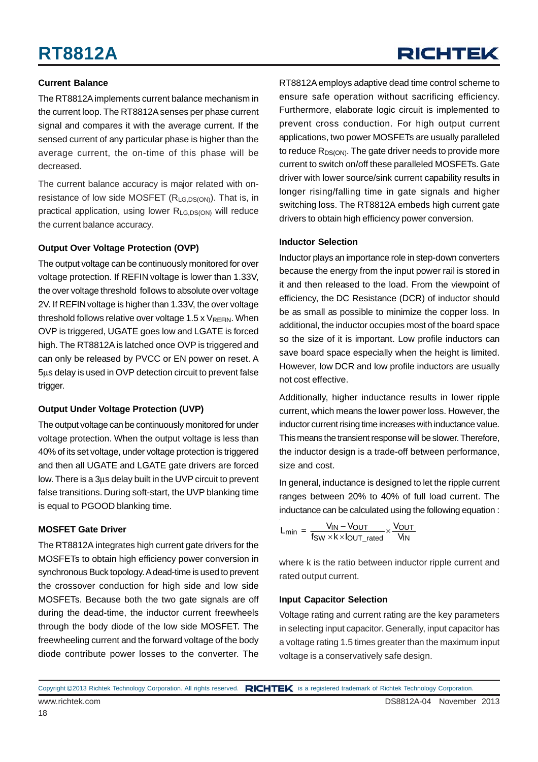### Current Balance

The RT8812A implements current balance mechanism in the current loop. The RT8812A senses per phase current signal and compares it with the average current. If the sensed current of any particular phase is higher than the average current, the on-time of this phase will be decreased.

The current balance accuracy is major related with on-resistance of low side MOSFET ($R_{LG,DS(ON)}$). That is, in practical application, using lower $R_{LG,DS(ON)}$ will reduce the current balance accuracy.

### Output Over Voltage Protection (OVP)

The output voltage can be continuously monitored for over voltage protection. If REFIN voltage is lower than 1.33V, the over voltage threshold follows to absolute over voltage 2V. If REFIN voltage is higher than 1.33V, the over voltage threshold follows relative over voltage 1.5 x $V_{REFIN}$. When OVP is triggered, UGATE goes low and LGATE is forced high. The RT8812A is latched once OVP is triggered and can only be released by PVCC or EN power on reset. A 5μs delay is used in OVP detection circuit to prevent false trigger.

### Output Under Voltage Protection (UVP)

The output voltage can be continuously monitored for under voltage protection. When the output voltage is less than 40% of its set voltage, under voltage protection is triggered and then all UGATE and LGATE gate drivers are forced low. There is a 3μs delay built in the UVP circuit to prevent false transitions. During soft-start, the UVP blanking time is equal to PGOOD blanking time.

### MOSFET Gate Driver

The RT8812A integrates high current gate drivers for the MOSFETs to obtain high efficiency power conversion in synchronous Buck topology. A dead-time is used to prevent the crossover conduction for high side and low side MOSFETs. Because both the two gate signals are off during the dead-time, the inductor current freewheels through the body diode of the low side MOSFET. The freewheeling current and the forward voltage of the body diode contribute power losses to the converter. The RT8812A employs adaptive dead time control scheme to ensure safe operation without sacrificing efficiency. Furthermore, elaborate logic circuit is implemented to prevent cross conduction. For high output current applications, two power MOSFETs are usually paralleled to reduce $R_{DS(ON)}$. The gate driver needs to provide more current to switch on/off these paralleled MOSFETs. Gate driver with lower source/sink current capability results in longer rising/falling time in gate signals and higher switching loss. The RT8812A embeds high current gate drivers to obtain high efficiency power conversion.

### Inductor Selection

Inductor plays an importance role in step-down converters because the energy from the input power rail is stored in it and then released to the load. From the viewpoint of efficiency, the DC Resistance (DCR) of inductor should be as small as possible to minimize the copper loss. In additional, the inductor occupies most of the board space so the size of it is important. Low profile inductors can save board space especially when the height is limited. However, low DCR and low profile inductors are usually not cost effective.

Additionally, higher inductance results in lower ripple current, which means the lower power loss. However, the inductor current rising time increases with inductance value. This means the transient response will be slower. Therefore, the inductor design is a trade-off between performance, size and cost.

In general, inductance is designed to let the ripple current ranges between 20% to 40% of full load current. The inductance can be calculated using the following equation :

$$L_{min} = \frac{V_{IN} - V_{OUT}}{f_{SW} \times k \times I_{OUT\_rated}} \times \frac{V_{OUT}}{V_{IN}}$$

where k is the ratio between inductor ripple current and rated output current.

### Input Capacitor Selection

Voltage rating and current rating are the key parameters in selecting input capacitor. Generally, input capacitor has a voltage rating 1.5 times greater than the maximum input voltage is a conservatively safe design.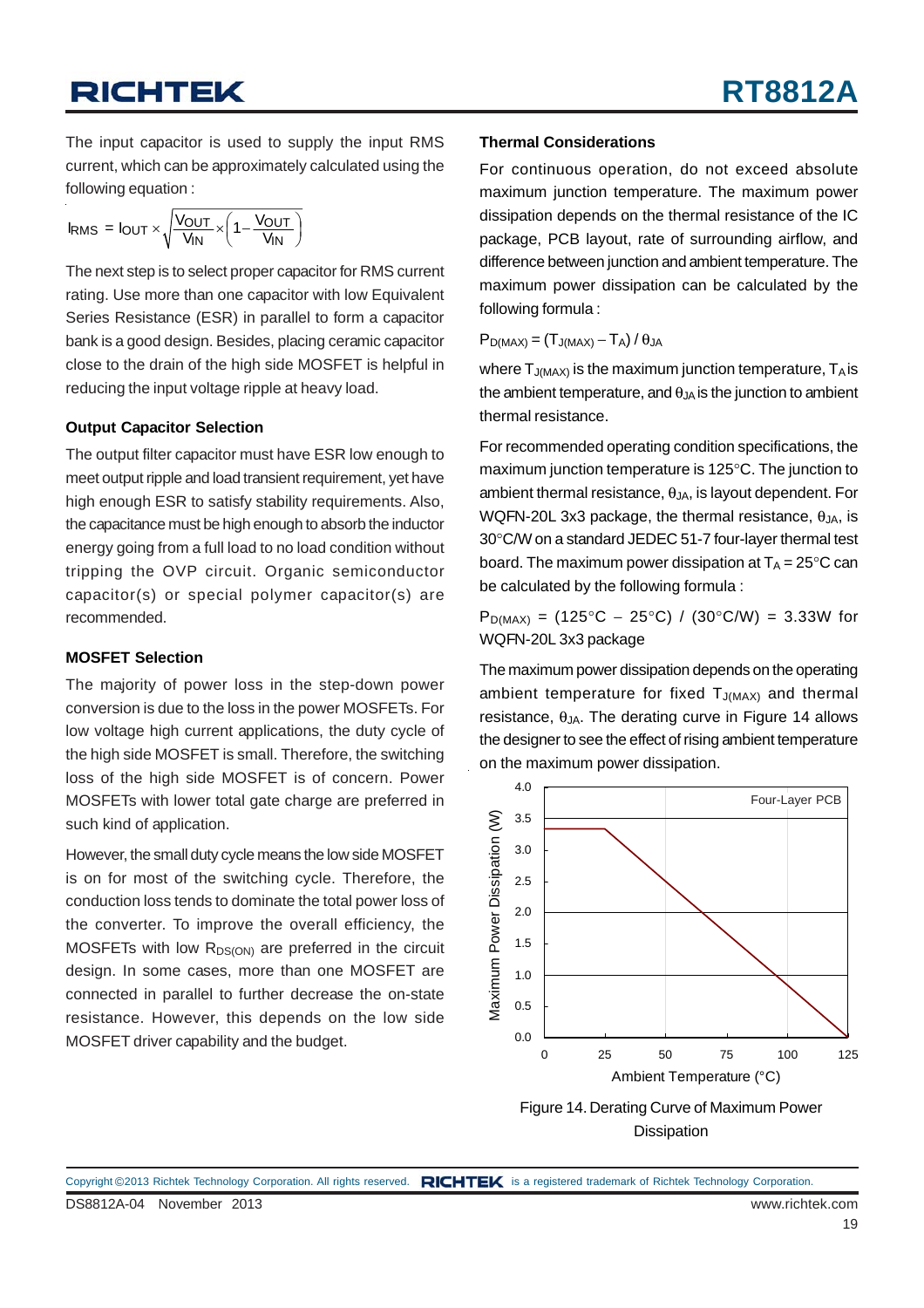The input capacitor is used to supply the input RMS current, which can be approximately calculated using the following equation :

$$I_{RMS} = I_{OUT} \times \sqrt{\frac{V_{OUT}}{V_{IN}} \times \left(1 - \frac{V_{OUT}}{V_{IN}}\right)}$$

The next step is to select proper capacitor for RMS current rating. Use more than one capacitor with low Equivalent Series Resistance (ESR) in parallel to form a capacitor bank is a good design. Besides, placing ceramic capacitor close to the drain of the high side MOSFET is helpful in reducing the input voltage ripple at heavy load.

**Output Capacitor Selection**

The output filter capacitor must have ESR low enough to meet output ripple and load transient requirement, yet have high enough ESR to satisfy stability requirements. Also, the capacitance must be high enough to absorb the inductor energy going from a full load to no load condition without tripping the OVP circuit. Organic semiconductor capacitor(s) or special polymer capacitor(s) are recommended.

**MOSFET Selection**

The majority of power loss in the step-down power conversion is due to the loss in the power MOSFETs. For low voltage high current applications, the duty cycle of the high side MOSFET is small. Therefore, the switching loss of the high side MOSFET is of concern. Power MOSFETs with lower total gate charge are preferred in such kind of application.

However, the small duty cycle means the low side MOSFET is on for most of the switching cycle. Therefore, the conduction loss tends to dominate the total power loss of the converter. To improve the overall efficiency, the MOSFETs with low $R_{DS(ON)}$ are preferred in the circuit design. In some cases, more than one MOSFET are connected in parallel to further decrease the on-state resistance. However, this depends on the low side MOSFET driver capability and the budget.

**Thermal Considerations**

For continuous operation, do not exceed absolute maximum junction temperature. The maximum power dissipation depends on the thermal resistance of the IC package, PCB layout, rate of surrounding airflow, and difference between junction and ambient temperature. The maximum power dissipation can be calculated by the following formula :

$$P_{D(MAX)} = (T_{J(MAX)} - T_A) / \theta_{JA}$$

where $T_{J(MAX)}$ is the maximum junction temperature, $T_A$ is the ambient temperature, and $\theta_{JA}$ is the junction to ambient thermal resistance.

For recommended operating condition specifications, the maximum junction temperature is 125°C. The junction to ambient thermal resistance, $\theta_{JA}$, is layout dependent. For WQFN-20L 3x3 package, the thermal resistance, $\theta_{JA}$, is 30°C/W on a standard JEDEC 51-7 four-layer thermal test board. The maximum power dissipation at $T_A$ = 25°C can be calculated by the following formula :

$P_{D(MAX)}$ = (125°C − 25°C) / (30°C/W) = 3.33W for WQFN-20L 3x3 package

The maximum power dissipation depends on the operating ambient temperature for fixed $T_{J(MAX)}$ and thermal resistance, $\theta_{JA}$. The derating curve in Figure 14 allows the designer to see the effect of rising ambient temperature on the maximum power dissipation.

Figure 14. Derating Curve of Maximum Power Dissipation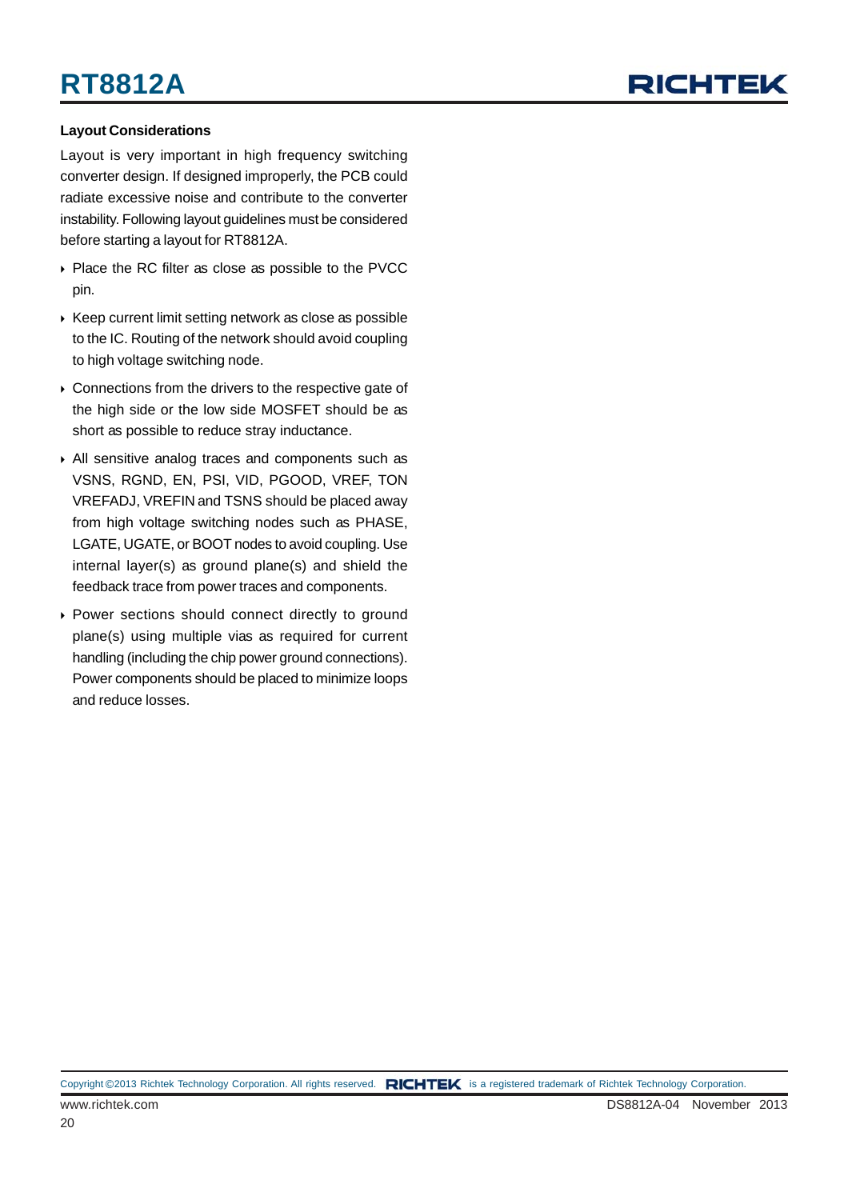### Layout Considerations

Layout is very important in high frequency switching converter design. If designed improperly, the PCB could radiate excessive noise and contribute to the converter instability. Following layout guidelines must be considered before starting a layout for RT8812A.

- Place the RC filter as close as possible to the PVCC pin.
- Keep current limit setting network as close as possible to the IC. Routing of the network should avoid coupling to high voltage switching node.
- Connections from the drivers to the respective gate of the high side or the low side MOSFET should be as short as possible to reduce stray inductance.
- All sensitive analog traces and components such as VSNS, RGND, EN, PSI, VID, PGOOD, VREF, TON VREFADJ, VREFIN and TSNS should be placed away from high voltage switching nodes such as PHASE, LGATE, UGATE, or BOOT nodes to avoid coupling. Use internal layer(s) as ground plane(s) and shield the feedback trace from power traces and components.
- Power sections should connect directly to ground plane(s) using multiple vias as required for current handling (including the chip power ground connections). Power components should be placed to minimize loops and reduce losses.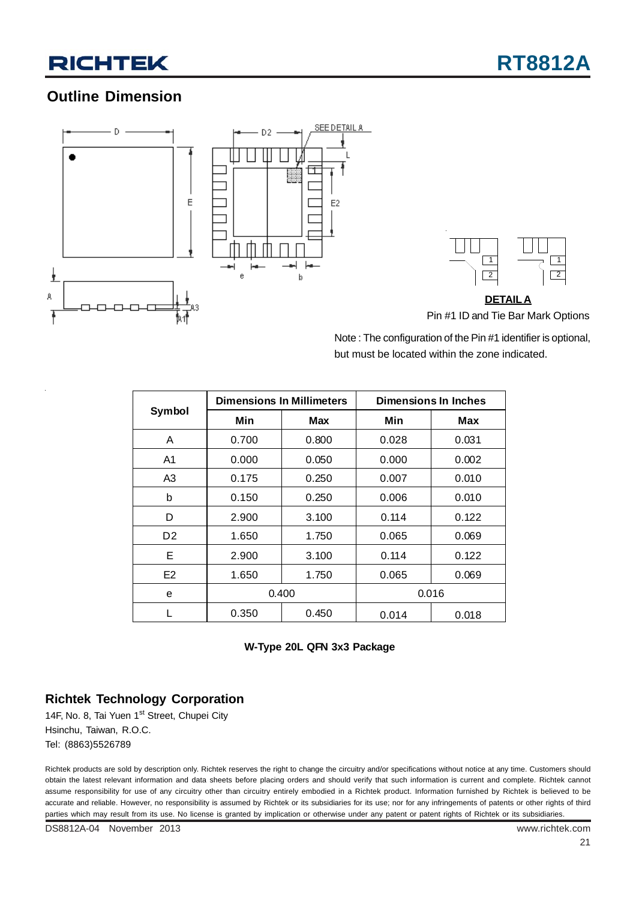## Outline Dimension

**DETAIL A**

Pin #1 ID and Tie Bar Mark Options

Note : The configuration of the Pin #1 identifier is optional, but must be located within the zone indicated.

| Symbol | Dimensions In Millimeters | | Dimensions In Inches | |
|---|---|---|---|---|
| | Min | Max | Min | Max |
| A | 0.700 | 0.800 | 0.028 | 0.031 |
| A1 | 0.000 | 0.050 | 0.000 | 0.002 |
| A3 | 0.175 | 0.250 | 0.007 | 0.010 |
| b | 0.150 | 0.250 | 0.006 | 0.010 |
| D | 2.900 | 3.100 | 0.114 | 0.122 |
| D2 | 1.650 | 1.750 | 0.065 | 0.069 |
| E | 2.900 | 3.100 | 0.114 | 0.122 |
| E2 | 1.650 | 1.750 | 0.065 | 0.069 |
| e | 0.400 | | 0.016 | |
| L | 0.350 | 0.450 | 0.014 | 0.018 |

**W-Type 20L QFN 3x3 Package**

### Richtek Technology Corporation

14F, No. 8, Tai Yuen 1st Street, Chupei City
Hsinchu, Taiwan, R.O.C.
Tel: (8863)5526789

Richtek products are sold by description only. Richtek reserves the right to change the circuitry and/or specifications without notice at any time. Customers should obtain the latest relevant information and data sheets before placing orders and should verify that such information is current and complete. Richtek cannot assume responsibility for use of any circuitry other than circuitry entirely embodied in a Richtek product. Information furnished by Richtek is believed to be accurate and reliable. However, no responsibility is assumed by Richtek or its subsidiaries for its use; nor for any infringements of patents or other rights of third parties which may result from its use. No license is granted by implication or otherwise under any patent or patent rights of Richtek or its subsidiaries.